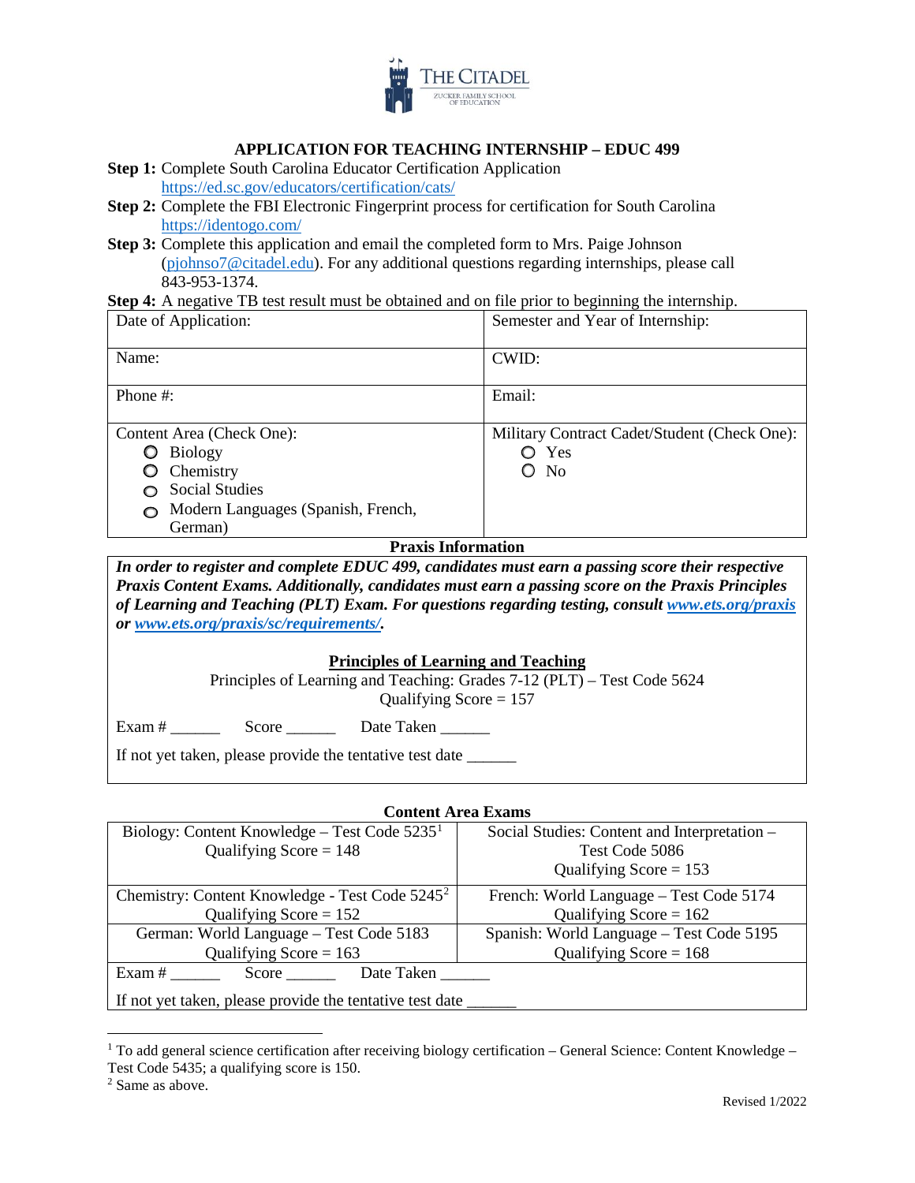THE CITADEL
ZUCKER FAMILY SCHOOL OF EDUCATION

# APPLICATION FOR TEACHING INTERNSHIP – EDUC 499

**Step 1:** Complete South Carolina Educator Certification Application https://ed.sc.gov/educators/certification/cats/

**Step 2:** Complete the FBI Electronic Fingerprint process for certification for South Carolina https://identogo.com/

**Step 3:** Complete this application and email the completed form to Mrs. Paige Johnson (pjohnso7@citadel.edu). For any additional questions regarding internships, please call 843-953-1374.

**Step 4:** A negative TB test result must be obtained and on file prior to beginning the internship.

| Date of Application: | Semester and Year of Internship: |
|---|---|
| Name: | CWID: |
| Phone #: | Email: |
| Content Area (Check One):<br>○ Biology<br>○ Chemistry<br>○ Social Studies<br>○ Modern Languages (Spanish, French, German) | Military Contract Cadet/Student (Check One):<br>○ Yes<br>○ No |

## Praxis Information

***In order to register and complete EDUC 499, candidates must earn a passing score their respective Praxis Content Exams. Additionally, candidates must earn a passing score on the Praxis Principles of Learning and Teaching (PLT) Exam. For questions regarding testing, consult www.ets.org/praxis or www.ets.org/praxis/sc/requirements/.***

### Principles of Learning and Teaching

Principles of Learning and Teaching: Grades 7-12 (PLT) – Test Code 5624
Qualifying Score = 157

Exam # ______ Score ______ Date Taken ______

If not yet taken, please provide the tentative test date ______

### Content Area Exams

| | |
|---|---|
| Biology: Content Knowledge – Test Code 5235[1]<br>Qualifying Score = 148 | Social Studies: Content and Interpretation – Test Code 5086<br>Qualifying Score = 153 |
| Chemistry: Content Knowledge - Test Code 5245[2]<br>Qualifying Score = 152 | French: World Language – Test Code 5174<br>Qualifying Score = 162 |
| German: World Language – Test Code 5183<br>Qualifying Score = 163 | Spanish: World Language – Test Code 5195<br>Qualifying Score = 168 |

Exam # ______ Score ______ Date Taken ______

If not yet taken, please provide the tentative test date ______

---

[1] To add general science certification after receiving biology certification – General Science: Content Knowledge – Test Code 5435; a qualifying score is 150.

[2] Same as above.

Revised 1/2022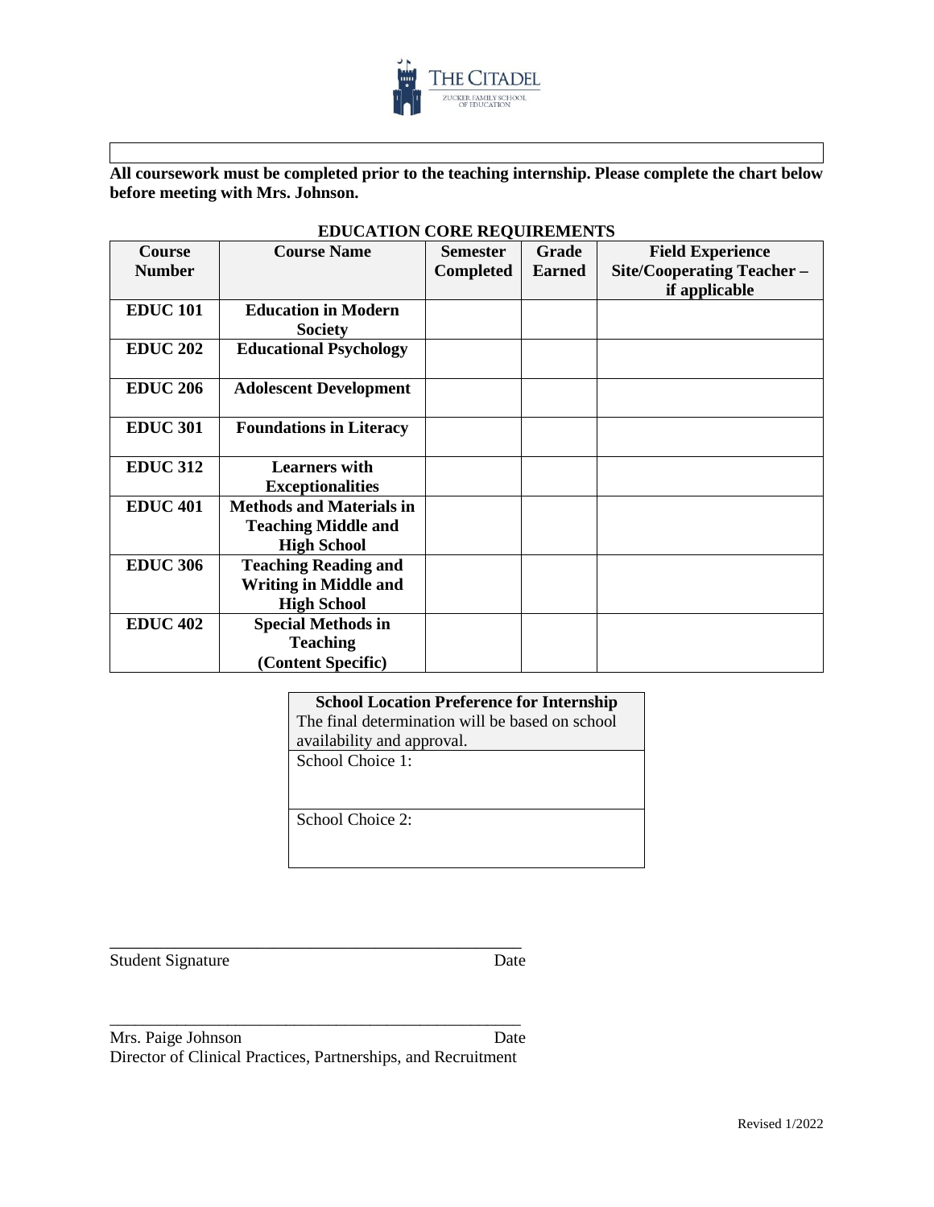**All coursework must be completed prior to the teaching internship. Please complete the chart below before meeting with Mrs. Johnson.**

**EDUCATION CORE REQUIREMENTS**

| Course Number | Course Name | Semester Completed | Grade Earned | Field Experience Site/Cooperating Teacher – if applicable |
|---|---|---|---|---|
| **EDUC 101** | **Education in Modern Society** | | | |
| **EDUC 202** | **Educational Psychology** | | | |
| **EDUC 206** | **Adolescent Development** | | | |
| **EDUC 301** | **Foundations in Literacy** | | | |
| **EDUC 312** | **Learners with Exceptionalities** | | | |
| **EDUC 401** | **Methods and Materials in Teaching Middle and High School** | | | |
| **EDUC 306** | **Teaching Reading and Writing in Middle and High School** | | | |
| **EDUC 402** | **Special Methods in Teaching (Content Specific)** | | | |

| **School Location Preference for Internship** The final determination will be based on school availability and approval. |
|---|
| School Choice 1: |
| School Choice 2: |

_______________________________________________
Student Signature Date

_______________________________________________
Mrs. Paige Johnson Date
Director of Clinical Practices, Partnerships, and Recruitment

Revised 1/2022